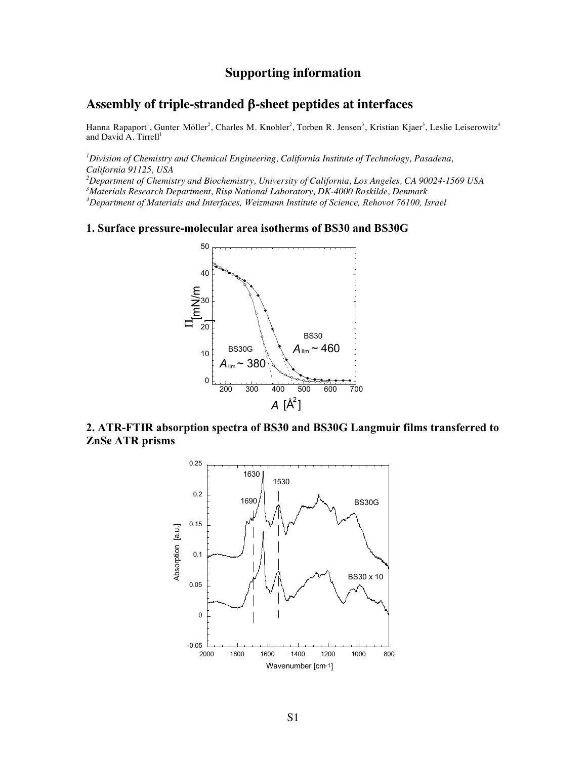# Supporting information

## Assembly of triple-stranded β-sheet peptides at interfaces

Hanna Rapaport[1], Gunter Möller[2], Charles M. Knobler[2], Torben R. Jensen[3], Kristian Kjaer[3], Leslie Leiserowitz[4] and David A. Tirrell[1]

*[1]Division of Chemistry and Chemical Engineering, California Institute of Technology, Pasadena, California 91125, USA*
*[2]Department of Chemistry and Biochemistry, University of California, Los Angeles, CA 90024-1569 USA*
*[3]Materials Research Department, Risø National Laboratory, DK-4000 Roskilde, Denmark*
*[4]Department of Materials and Interfaces, Weizmann Institute of Science, Rehovot 76100, Israel*

### 1. Surface pressure-molecular area isotherms of BS30 and BS30G

### 2. ATR-FTIR absorption spectra of BS30 and BS30G Langmuir films transferred to ZnSe ATR prisms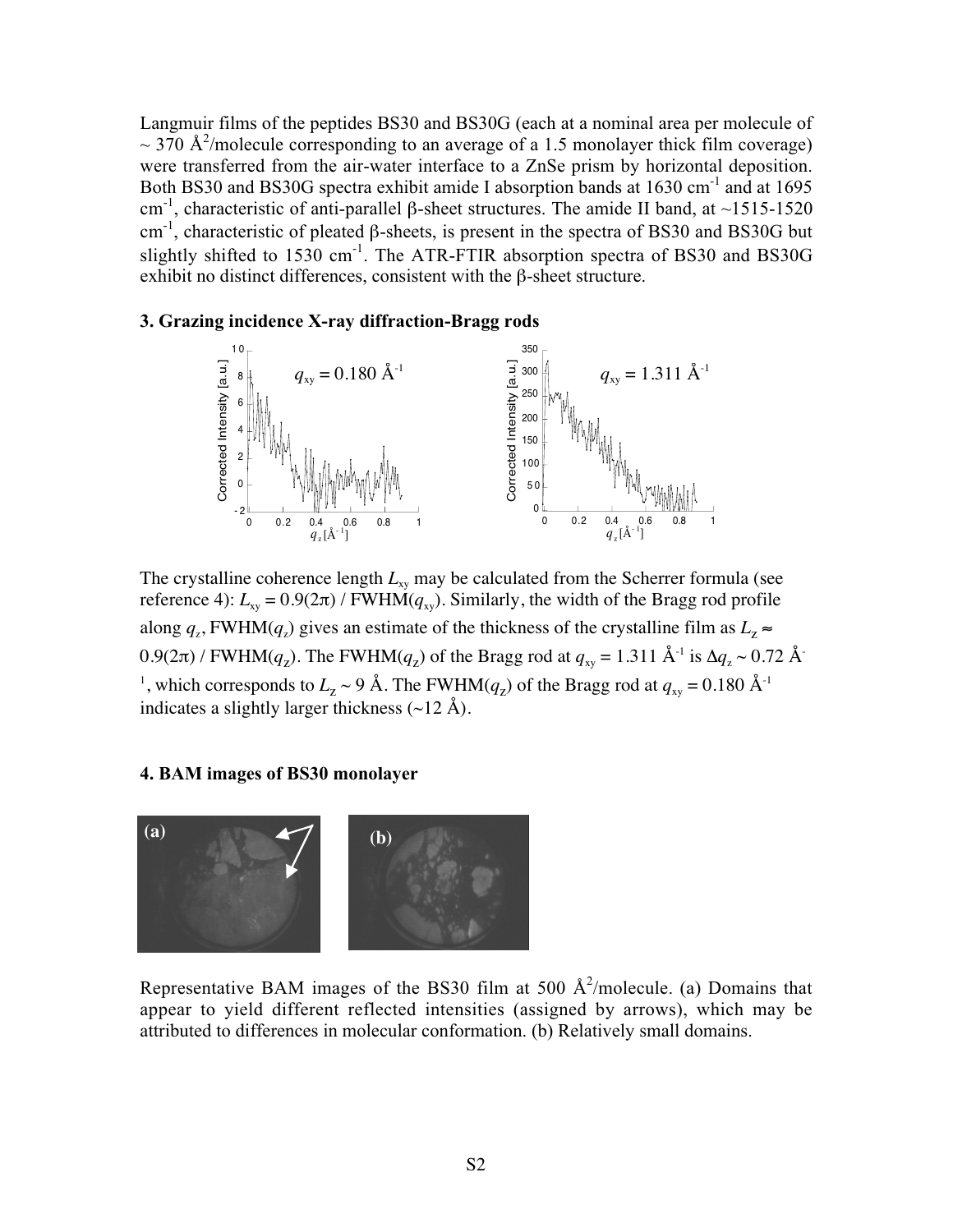Langmuir films of the peptides BS30 and BS30G (each at a nominal area per molecule of ~ 370 Å$^2$/molecule corresponding to an average of a 1.5 monolayer thick film coverage) were transferred from the air-water interface to a ZnSe prism by horizontal deposition. Both BS30 and BS30G spectra exhibit amide I absorption bands at 1630 cm$^{-1}$ and at 1695 cm$^{-1}$, characteristic of anti-parallel β-sheet structures. The amide II band, at ~1515-1520 cm$^{-1}$, characteristic of pleated β-sheets, is present in the spectra of BS30 and BS30G but slightly shifted to 1530 cm$^{-1}$. The ATR-FTIR absorption spectra of BS30 and BS30G exhibit no distinct differences, consistent with the β-sheet structure.

### 3. Grazing incidence X-ray diffraction-Bragg rods

The crystalline coherence length $L_{xy}$ may be calculated from the Scherrer formula (see reference 4): $L_{xy} = 0.9(2\pi) / \text{FWHM}(q_{xy})$. Similarly, the width of the Bragg rod profile along $q_z$, FWHM($q_z$) gives an estimate of the thickness of the crystalline film as $L_z \approx 0.9(2\pi) / \text{FWHM}(q_z)$. The FWHM($q_z$) of the Bragg rod at $q_{xy} = 1.311$ Å$^{-1}$ is $\Delta q_z \sim 0.72$ Å$^{-1}$, which corresponds to $L_z \sim 9$ Å. The FWHM($q_z$) of the Bragg rod at $q_{xy} = 0.180$ Å$^{-1}$ indicates a slightly larger thickness (~12 Å).

### 4. BAM images of BS30 monolayer

Representative BAM images of the BS30 film at 500 Å$^2$/molecule. (a) Domains that appear to yield different reflected intensities (assigned by arrows), which may be attributed to differences in molecular conformation. (b) Relatively small domains.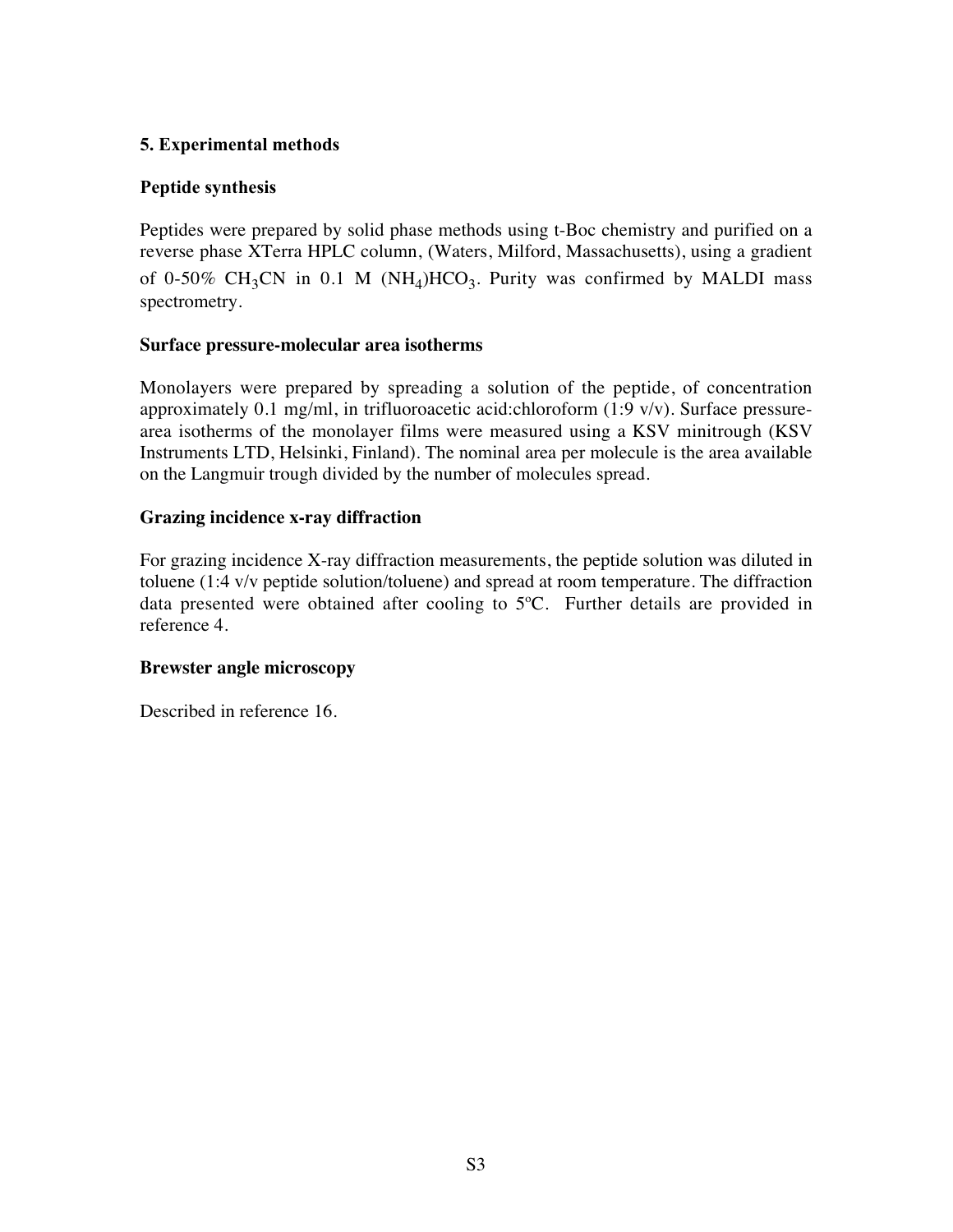## 5. Experimental methods

### Peptide synthesis

Peptides were prepared by solid phase methods using t-Boc chemistry and purified on a reverse phase XTerra HPLC column, (Waters, Milford, Massachusetts), using a gradient of 0-50% $CH_3CN$ in 0.1 M $(NH_4)HCO_3$. Purity was confirmed by MALDI mass spectrometry.

### Surface pressure-molecular area isotherms

Monolayers were prepared by spreading a solution of the peptide, of concentration approximately 0.1 mg/ml, in trifluoroacetic acid:chloroform (1:9 v/v). Surface pressure-area isotherms of the monolayer films were measured using a KSV minitrough (KSV Instruments LTD, Helsinki, Finland). The nominal area per molecule is the area available on the Langmuir trough divided by the number of molecules spread.

### Grazing incidence x-ray diffraction

For grazing incidence X-ray diffraction measurements, the peptide solution was diluted in toluene (1:4 v/v peptide solution/toluene) and spread at room temperature. The diffraction data presented were obtained after cooling to 5ºC. Further details are provided in reference 4.

### Brewster angle microscopy

Described in reference 16.